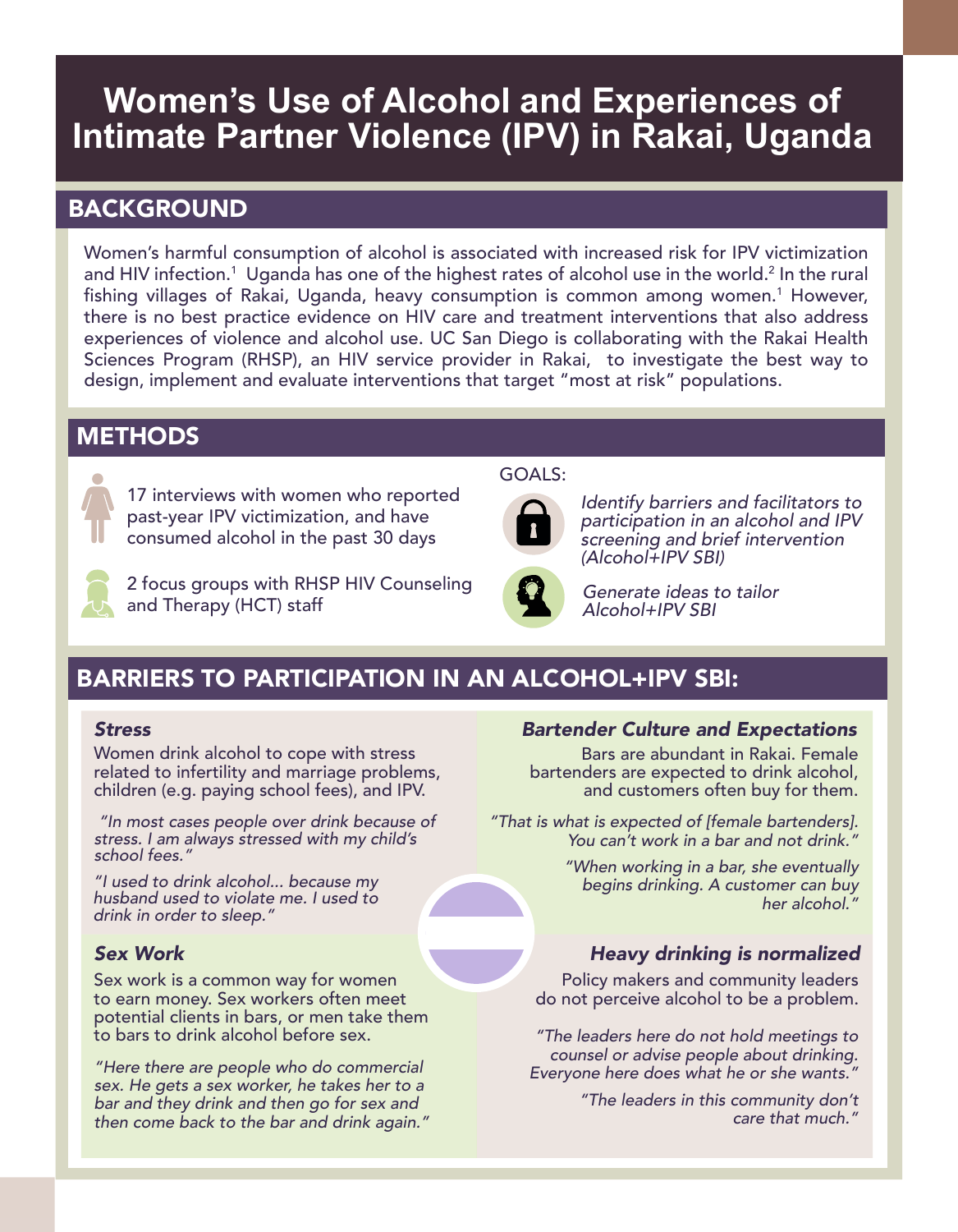# Women's Use of Alcohol and Experiences of Intimate Partner Violence (IPV) in Rakai, Uganda

## BACKGROUND

Women's harmful consumption of alcohol is associated with increased risk for IPV victimization and HIV infection.[1] Uganda has one of the highest rates of alcohol use in the world.[2] In the rural fishing villages of Rakai, Uganda, heavy consumption is common among women.[1] However, there is no best practice evidence on HIV care and treatment interventions that also address experiences of violence and alcohol use. UC San Diego is collaborating with the Rakai Health Sciences Program (RHSP), an HIV service provider in Rakai, to investigate the best way to design, implement and evaluate interventions that target "most at risk" populations.

## METHODS

- 17 interviews with women who reported past-year IPV victimization, and have consumed alcohol in the past 30 days
- 2 focus groups with RHSP HIV Counseling and Therapy (HCT) staff

GOALS:

- *Identify barriers and facilitators to participation in an alcohol and IPV screening and brief intervention (Alcohol+IPV SBI)*
- *Generate ideas to tailor Alcohol+IPV SBI*

## BARRIERS TO PARTICIPATION IN AN ALCOHOL+IPV SBI:

### *Stress*

Women drink alcohol to cope with stress related to infertility and marriage problems, children (e.g. paying school fees), and IPV.

*"In most cases people over drink because of stress. I am always stressed with my child's school fees."*

*"I used to drink alcohol... because my husband used to violate me. I used to drink in order to sleep."*

### *Sex Work*

Sex work is a common way for women to earn money. Sex workers often meet potential clients in bars, or men take them to bars to drink alcohol before sex.

*"Here there are people who do commercial sex. He gets a sex worker, he takes her to a bar and they drink and then go for sex and then come back to the bar and drink again."*

### *Bartender Culture and Expectations*

Bars are abundant in Rakai. Female bartenders are expected to drink alcohol, and customers often buy for them.

*"That is what is expected of [female bartenders]. You can't work in a bar and not drink."*

*"When working in a bar, she eventually begins drinking. A customer can buy her alcohol."*

### *Heavy drinking is normalized*

Policy makers and community leaders do not perceive alcohol to be a problem.

*"The leaders here do not hold meetings to counsel or advise people about drinking. Everyone here does what he or she wants."*

*"The leaders in this community don't care that much."*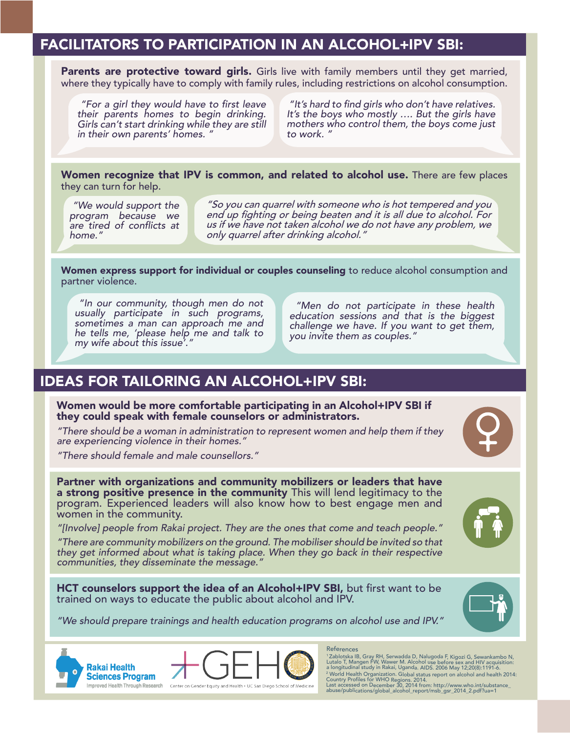## FACILITATORS TO PARTICIPATION IN AN ALCOHOL+IPV SBI:

**Parents are protective toward girls.** Girls live with family members until they get married, where they typically have to comply with family rules, including restrictions on alcohol consumption.

*"For a girl they would have to first leave their parents homes to begin drinking. Girls can't start drinking while they are still in their own parents' homes. "*

*"It's hard to find girls who don't have relatives. It's the boys who mostly …. But the girls have mothers who control them, the boys come just to work. "*

**Women recognize that IPV is common, and related to alcohol use.** There are few places they can turn for help.

*"We would support the program because we are tired of conflicts at home."*

*"So you can quarrel with someone who is hot tempered and you end up fighting or being beaten and it is all due to alcohol. For us if we have not taken alcohol we do not have any problem, we only quarrel after drinking alcohol."*

**Women express support for individual or couples counseling** to reduce alcohol consumption and partner violence.

*"In our community, though men do not usually participate in such programs, sometimes a man can approach me and he tells me, 'please help me and talk to my wife about this issue'."*

*"Men do not participate in these health education sessions and that is the biggest challenge we have. If you want to get them, you invite them as couples."*

## IDEAS FOR TAILORING AN ALCOHOL+IPV SBI:

**Women would be more comfortable participating in an Alcohol+IPV SBI if they could speak with female counselors or administrators.**

*"There should be a woman in administration to represent women and help them if they are experiencing violence in their homes."*

*"There should female and male counsellors."*

**Partner with organizations and community mobilizers or leaders that have a strong positive presence in the community** This will lend legitimacy to the program. Experienced leaders will also know how to best engage men and women in the community.

*"[Involve] people from Rakai project. They are the ones that come and teach people."*

*"There are community mobilizers on the ground. The mobiliser should be invited so that they get informed about what is taking place. When they go back in their respective communities, they disseminate the message."*

**HCT counselors support the idea of an Alcohol+IPV SBI,** but first want to be trained on ways to educate the public about alcohol and IPV.

*"We should prepare trainings and health education programs on alcohol use and IPV."*

Rakai Health Sciences Program
Improved Health Through Research

GEH
Center on Gender Equity and Health • UC San Diego School of Medicine

References

[1] Zablotska IB, Gray RH, Serwadda D, Nalugoda F, Kigozi G, Sewankambo N, Lutalo T, Mangen FW, Wawer M. Alcohol use before sex and HIV acquisition: a longitudinal study in Rakai, Uganda. AIDS. 2006 May 12;20(8):1191-6.

[2] World Health Organization. Global status report on alcohol and health 2014: Country Profiles for WHO Regions. 2014. Last accessed on December 30, 2014 from: http://www.who.int/substance_abuse/publications/global_alcohol_report/msb_gsr_2014_2.pdf?ua=1